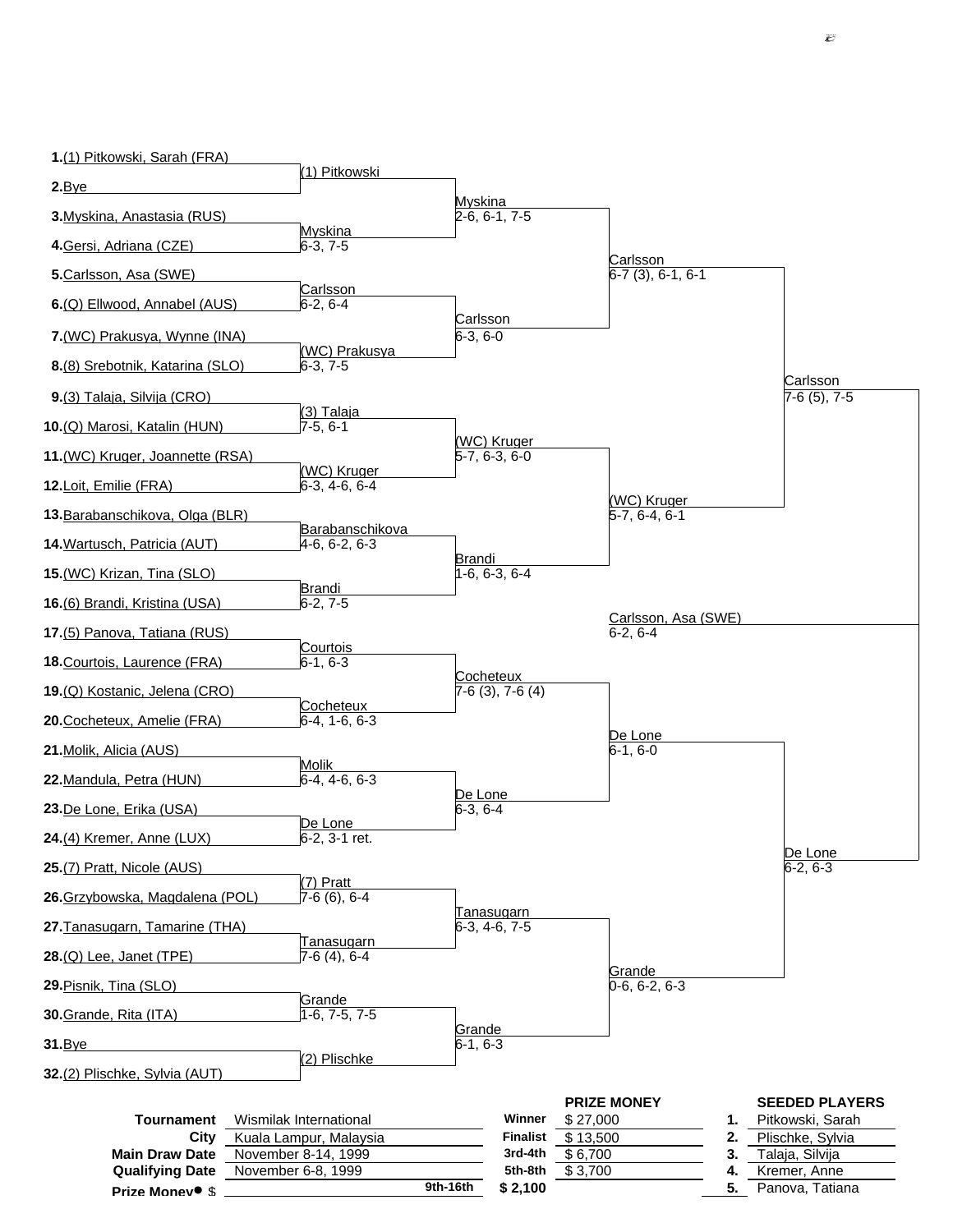## Draw

| # | First Round | Second Round | Quarterfinals | Semifinals | Final | Winner |
|---|---|---|---|---|---|---|
| 1. | (1) Pitkowski, Sarah (FRA) | | | | | |
| | | (1) Pitkowski | | | | |
| 2. | Bye | | | | | |
| | | | Myskina 2-6, 6-1, 7-5 | | | |
| 3. | Myskina, Anastasia (RUS) | | | | | |
| | | Myskina 6-3, 7-5 | | | | |
| 4. | Gersi, Adriana (CZE) | | | | | |
| | | | | Carlsson 6-7 (3), 6-1, 6-1 | | |
| 5. | Carlsson, Asa (SWE) | | | | | |
| | | Carlsson 6-2, 6-4 | | | | |
| 6. | (Q) Ellwood, Annabel (AUS) | | | | | |
| | | | Carlsson 6-3, 6-0 | | | |
| 7. | (WC) Prakusya, Wynne (INA) | | | | | |
| | | (WC) Prakusya 6-3, 7-5 | | | | |
| 8. | (8) Srebotnik, Katarina (SLO) | | | | | |
| | | | | | Carlsson 7-6 (5), 7-5 | |
| 9. | (3) Talaja, Silvija (CRO) | | | | | |
| | | (3) Talaja 7-5, 6-1 | | | | |
| 10. | (Q) Marosi, Katalin (HUN) | | | | | |
| | | | (WC) Kruger 5-7, 6-3, 6-0 | | | |
| 11. | (WC) Kruger, Joannette (RSA) | | | | | |
| | | (WC) Kruger 6-3, 4-6, 6-4 | | | | |
| 12. | Loit, Emilie (FRA) | | | | | |
| | | | | (WC) Kruger 5-7, 6-4, 6-1 | | |
| 13. | Barabanschikova, Olga (BLR) | | | | | |
| | | Barabanschikova 4-6, 6-2, 6-3 | | | | |
| 14. | Wartusch, Patricia (AUT) | | | | | |
| | | | Brandi 1-6, 6-3, 6-4 | | | |
| 15. | (WC) Krizan, Tina (SLO) | | | | | |
| | | Brandi 6-2, 7-5 | | | | |
| 16. | (6) Brandi, Kristina (USA) | | | | | |
| | | | | | | Carlsson, Asa (SWE) 6-2, 6-4 |
| 17. | (5) Panova, Tatiana (RUS) | | | | | |
| | | Courtois 6-1, 6-3 | | | | |
| 18. | Courtois, Laurence (FRA) | | | | | |
| | | | Cocheteux 7-6 (3), 7-6 (4) | | | |
| 19. | (Q) Kostanic, Jelena (CRO) | | | | | |
| | | Cocheteux 6-4, 1-6, 6-3 | | | | |
| 20. | Cocheteux, Amelie (FRA) | | | | | |
| | | | | De Lone 6-1, 6-0 | | |
| 21. | Molik, Alicia (AUS) | | | | | |
| | | Molik 6-4, 4-6, 6-3 | | | | |
| 22. | Mandula, Petra (HUN) | | | | | |
| | | | De Lone 6-3, 6-4 | | | |
| 23. | De Lone, Erika (USA) | | | | | |
| | | De Lone 6-2, 3-1 ret. | | | | |
| 24. | (4) Kremer, Anne (LUX) | | | | | |
| | | | | | De Lone 6-2, 6-3 | |
| 25. | (7) Pratt, Nicole (AUS) | | | | | |
| | | (7) Pratt 7-6 (6), 6-4 | | | | |
| 26. | Grzybowska, Magdalena (POL) | | | | | |
| | | | Tanasugarn 6-3, 4-6, 7-5 | | | |
| 27. | Tanasugarn, Tamarine (THA) | | | | | |
| | | Tanasugarn 7-6 (4), 6-4 | | | | |
| 28. | (Q) Lee, Janet (TPE) | | | | | |
| | | | | Grande 0-6, 6-2, 6-3 | | |
| 29. | Pisnik, Tina (SLO) | | | | | |
| | | Grande 1-6, 7-5, 7-5 | | | | |
| 30. | Grande, Rita (ITA) | | | | | |
| | | | Grande 6-1, 6-3 | | | |
| 31. | Bye | | | | | |
| | | (2) Plischke | | | | |
| 32. | (2) Plischke, Sylvia (AUT) | | | | | |

| | |
|---|---|
| **Tournament** | Wismilak International |
| **City** | Kuala Lampur, Malaysia |
| **Main Draw Date** | November 8-14, 1999 |
| **Qualifying Date** | November 6-8, 1999 |
| **Prize Money** $ | |

| PRIZE MONEY | |
|---|---|
| **Winner** | $ 27,000 |
| **Finalist** | $ 13,500 |
| **3rd-4th** | $ 6,700 |
| **5th-8th** | $ 3,700 |
| **9th-16th** | $ 2,100 |

| SEEDED PLAYERS | |
|---|---|
| **1.** | Pitkowski, Sarah |
| **2.** | Plischke, Sylvia |
| **3.** | Talaja, Silvija |
| **4.** | Kremer, Anne |
| **5.** | Panova, Tatiana |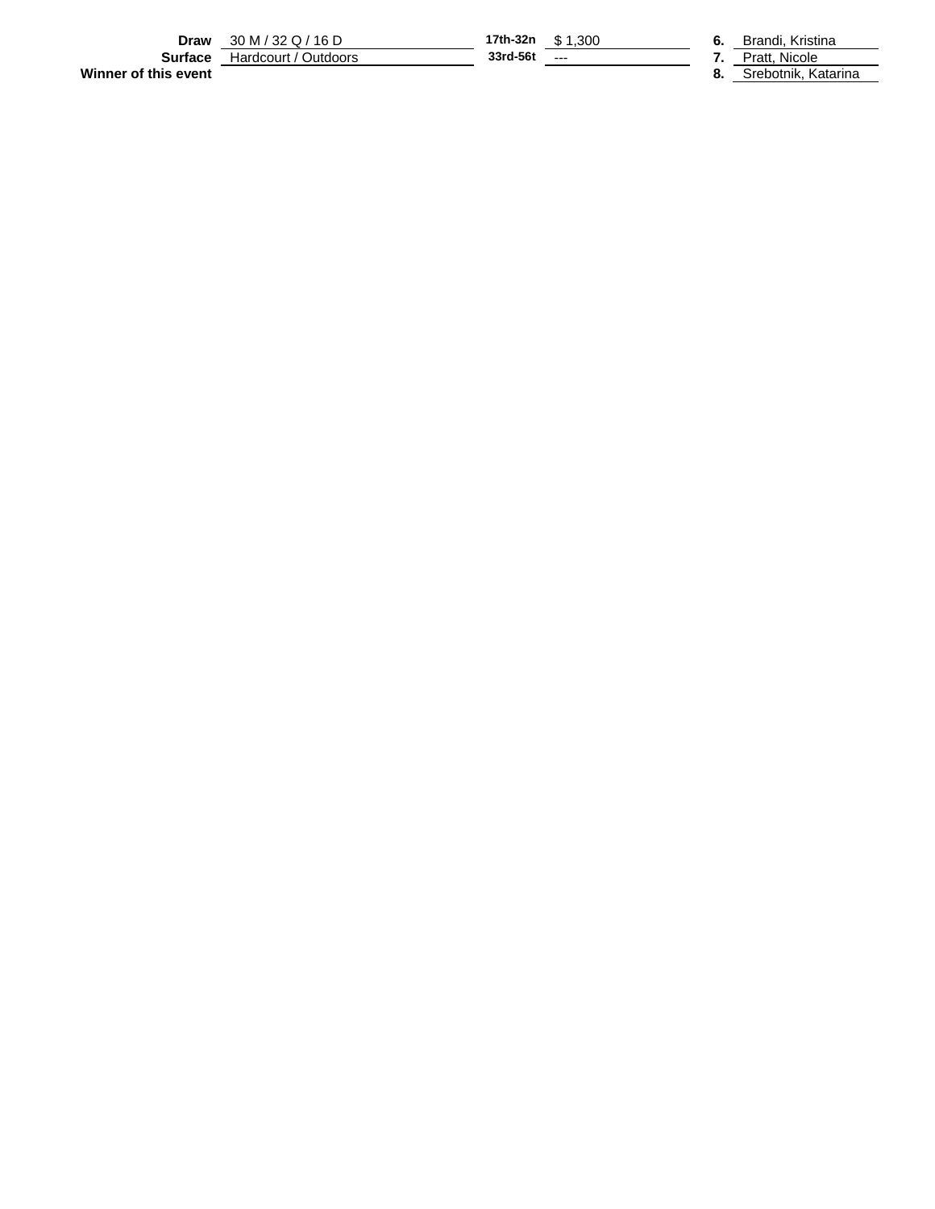| | | | | | |
|---|---|---|---|---|---|
| **Draw** | 30 M / 32 Q / 16 D | **17th-32n** | $ 1,300 | **6.** | Brandi, Kristina |
| **Surface** | Hardcourt / Outdoors | **33rd-56t** | --- | **7.** | Pratt, Nicole |
| **Winner of this event** | | | | **8.** | Srebotnik, Katarina |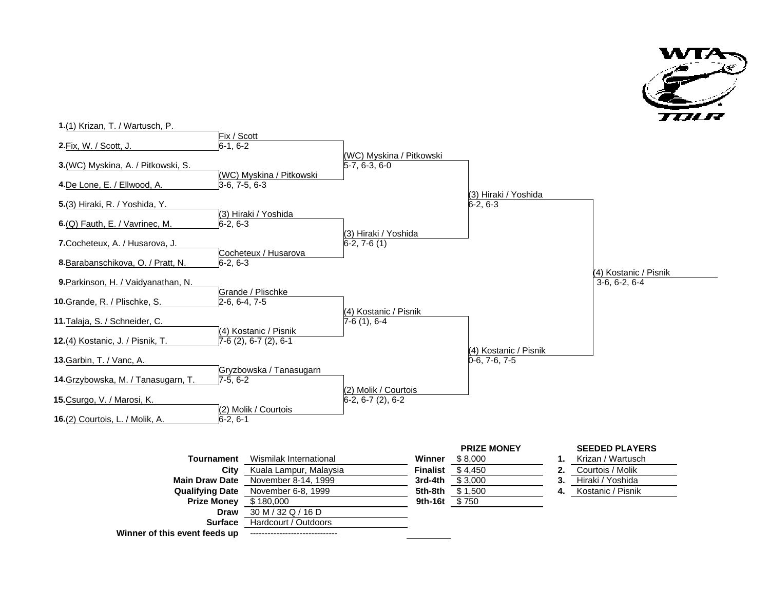WTA TOUR

**First Round**

1. (1) Krizan, T. / Wartusch, P.
2. Fix, W. / Scott, J.
3. (WC) Myskina, A. / Pitkowski, S.
4. De Lone, E. / Ellwood, A.
5. (3) Hiraki, R. / Yoshida, Y.
6. (Q) Fauth, E. / Vavrinec, M.
7. Cocheteux, A. / Husarova, J.
8. Barabanschikova, O. / Pratt, N.
9. Parkinson, H. / Vaidyanathan, N.
10. Grande, R. / Plischke, S.
11. Talaja, S. / Schneider, C.
12. (4) Kostanic, J. / Pisnik, T.
13. Garbin, T. / Vanc, A.
14. Grzybowska, M. / Tanasugarn, T.
15. Csurgo, V. / Marosi, K.
16. (2) Courtois, L. / Molik, A.

**Second Round**

Fix / Scott 6-1, 6-2

(WC) Myskina / Pitkowski 3-6, 7-5, 6-3

(3) Hiraki / Yoshida 6-2, 6-3

Cocheteux / Husarova 6-2, 6-3

Grande / Plischke 2-6, 6-4, 7-5

(4) Kostanic / Pisnik 7-6 (2), 6-7 (2), 6-1

Gryzbowska / Tanasugarn 7-5, 6-2

(2) Molik / Courtois 6-2, 6-1

**Quarterfinals**

(WC) Myskina / Pitkowski 5-7, 6-3, 6-0

(3) Hiraki / Yoshida 6-2, 7-6 (1)

(4) Kostanic / Pisnik 7-6 (1), 6-4

(2) Molik / Courtois 6-2, 6-7 (2), 6-2

**Semifinals**

(3) Hiraki / Yoshida 6-2, 6-3

(4) Kostanic / Pisnik 0-6, 7-6, 7-5

**Winner**

(4) Kostanic / Pisnik 3-6, 6-2, 6-4

| | |
|---|---|
| **Tournament** | Wismilak International |
| **City** | Kuala Lampur, Malaysia |
| **Main Draw Date** | November 8-14, 1999 |
| **Qualifying Date** | November 6-8, 1999 |
| **Prize Money** | $ 180,000 |
| **Draw** | 30 M / 32 Q / 16 D |
| **Surface** | Hardcourt / Outdoors |
| **Winner of this event feeds up** | ------------------------------ |

**PRIZE MONEY**

| | |
|---|---|
| **Winner** | $ 8,000 |
| **Finalist** | $ 4,450 |
| **3rd-4th** | $ 3,000 |
| **5th-8th** | $ 1,500 |
| **9th-16t** | $ 750 |

**SEEDED PLAYERS**

1. Krizan / Wartusch
2. Courtois / Molik
3. Hiraki / Yoshida
4. Kostanic / Pisnik